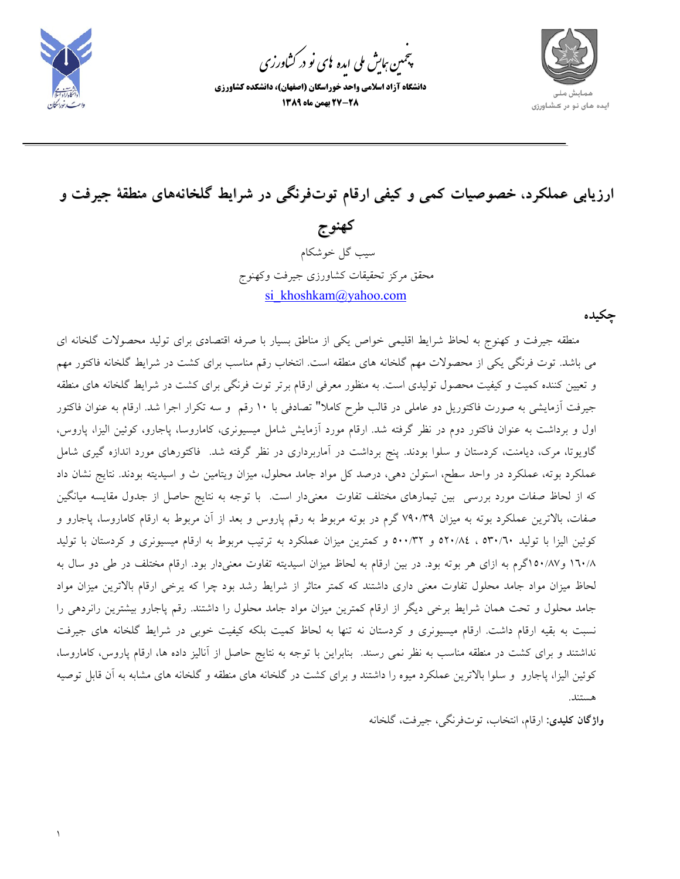# ارزیابی عملکرد، خصوصیات کمی و کیفی ارقام توت‌فرنگی در شرایط گلخانه‌های منطقهٔ جیرفت و کهنوج

سیب گل خوشکام

محقق مرکز تحقیقات کشاورزی جیرفت وکهنوج

si_khoshkam@yahoo.com

## چکیده

منطقه جیرفت و کهنوج به لحاظ شرایط اقلیمی خواص یکی از مناطق بسیار با صرفه اقتصادی برای تولید محصولات گلخانه ای می باشد. توت فرنگی یکی از محصولات مهم گلخانه های منطقه است. انتخاب رقم مناسب برای کشت در شرایط گلخانه فاکتور مهم و تعیین کننده کمیت و کیفیت محصول تولیدی است. به منظور معرفی ارقام برتر توت فرنگی برای کشت در شرایط گلخانه های منطقه جیرفت آزمایشی به صورت فاکتوریل دو عاملی در قالب طرح کاملا" تصادفی با ۱۰ رقم و سه تکرار اجرا شد. ارقام به عنوان فاکتور اول و برداشت به عنوان فاکتور دوم در نظر گرفته شد. ارقام مورد آزمایش شامل میسیونری، کاماروسا، پاجارو، کوئین الیزا، پاروس، گاویوتا، مرک، دیامنت، کردستان و سلوا بودند. پنج برداشت در آماربرداری در نظر گرفته شد. فاکتورهای مورد اندازه گیری شامل عملکرد بوته، عملکرد در واحد سطح، استولن دهی، درصد کل مواد جامد محلول، میزان ویتامین ث و اسیدیته بودند. نتایج نشان داد که از لحاظ صفات مورد بررسی بین تیمارهای مختلف تفاوت معنی‌دار است. با توجه به نتایج حاصل از جدول مقایسه میانگین صفات، بالاترین عملکرد بوته به میزان ۷۹۰/۳۹ گرم در بوته مربوط به رقم پاروس و بعد از آن مربوط به ارقام کاماروسا، پاجارو و کوئین الیزا با تولید ۵۳۰/۶۰ ، ۵۲۰/۸۴ و ۵۰۰/۳۲ و کمترین میزان عملکرد به ترتیب مربوط به ارقام میسیونری و کردستان با تولید ۱۶۰/۸ و۱۵۰/۸۷گرم به ازای هر بوته بود. در بین ارقام به لحاظ میزان اسیدیته تفاوت معنی‌دار بود. ارقام مختلف در طی دو سال به لحاظ میزان مواد جامد محلول تفاوت معنی داری داشتند که کمتر متاثر از شرایط رشد بود چرا که برخی ارقام بالاترین میزان مواد جامد محلول و تحت همان شرایط برخی دیگر از ارقام کمترین میزان مواد جامد محلول را داشتند. رقم پاجارو بیشترین رانردهی را نسبت به بقیه ارقام داشت. ارقام میسیونری و کردستان نه تنها به لحاظ کمیت بلکه کیفیت خوبی در شرایط گلخانه های جیرفت نداشتند و برای کشت در منطقه مناسب به نظر نمی رسند. بنابراین با توجه به نتایج حاصل از آنالیز داده ها، ارقام پاروس، کاماروسا، کوئین الیزا، پاجارو و سلوا بالاترین عملکرد میوه را داشتند و برای کشت در گلخانه های منطقه و گلخانه های مشابه به آن قابل توصیه هستند.

**واژگان کلیدی:** ارقام، انتخاب، توت‌فرنگی، جیرفت، گلخانه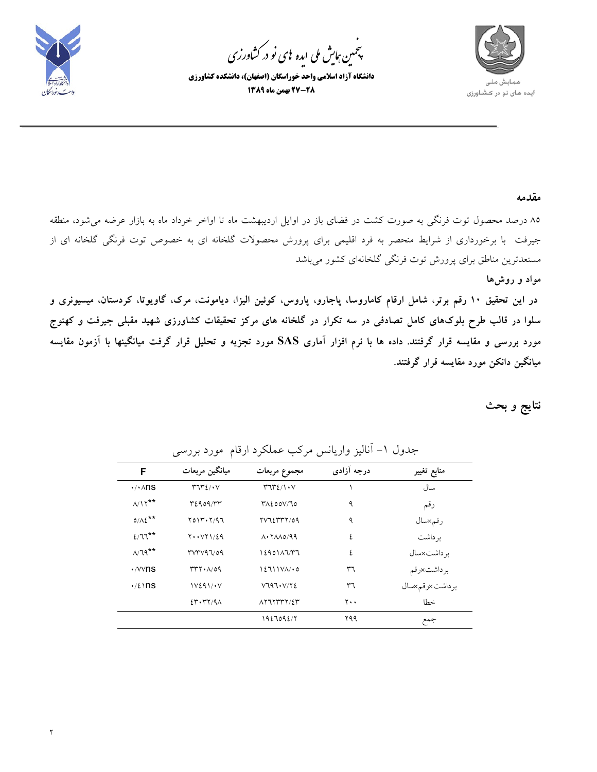## مقدمه

۸۵ درصد محصول توت فرنگی به صورت کشت در فضای باز در اوایل اردیبهشت ماه تا اواخر خرداد ماه به بازار عرضه می‌شود، منطقه جیرفت با برخورداری از شرایط منحصر به فرد اقلیمی برای پرورش محصولات گلخانه ای به خصوص توت فرنگی گلخانه ای از مستعدترین مناطق برای پرورش توت فرنگی گلخانه‌ای کشور می‌باشد

## مواد و روش‌ها

**در این تحقیق ۱۰ رقم برتر، شامل ارقام کاماروسا، پاجارو، پاروس، کوئین الیزا، دیامونت، مرک، گاویوتا، کردستان، میسیونری و سلوا در قالب طرح بلوک‌های کامل تصادفی در سه تکرار در گلخانه های مرکز تحقیقات کشاورزی شهید مقبلی جیرفت و کهنوج مورد بررسی و مقایسه قرار گرفتند. داده ها با نرم افزار آماری SAS مورد تجزیه و تحلیل قرار گرفت میانگینها با آزمون مقایسه میانگین دانکن مورد مقایسه قرار گرفتند.**

## نتایج و بحث

جدول ۱- آنالیز واریانس مرکب عملکرد ارقام مورد بررسی

| منابع تغییر | درجه آزادی | مجموع مربعات | میانگین مربعات | F |
|---|---|---|---|---|
| سال | ۱ | ۳۶۳۴/۱۰۷ | ۳۶۳۴/۰۷ | ۰/۰۸ns |
| رقم | ۹ | ۳۸۴۵۵۷/۶۵ | ۳۴۹۵۹/۳۳ | ۸/۱۲** |
| رقم×سال | ۹ | ۲۷۶۴۳۳۲/۵۹ | ۲۵۱۳۰۲/۹۶ | ۵/۸۴** |
| برداشت | ۴ | ۸۰۲۸۸۵/۹۹ | ۲۰۰۷۲۱/۴۹ | ۴/۶۶** |
| برداشت×سال | ۴ | ۱۴۹۵۱۸۶/۳۶ | ۳۷۳۷۹۶/۵۹ | ۸/۶۹** |
| برداشت×رقم | ۳۶ | ۱۴۶۱۱۷۸/۰۵ | ۳۳۲۰۸/۵۹ | ۰/۷۷ns |
| برداشت×رقم×سال | ۳۶ | ۷۶۹۶۰۷/۲۴ | ۱۷۴۹۱/۰۷ | ۰/۴۱ns |
| خطا | ۲۰۰ | ۸۲۶۲۳۳۲/۴۳ | ۴۳۰۳۲/۹۸ | |
| جمع | ۲۹۹ | ۱۹۴۶۵۹۴/۲ | | |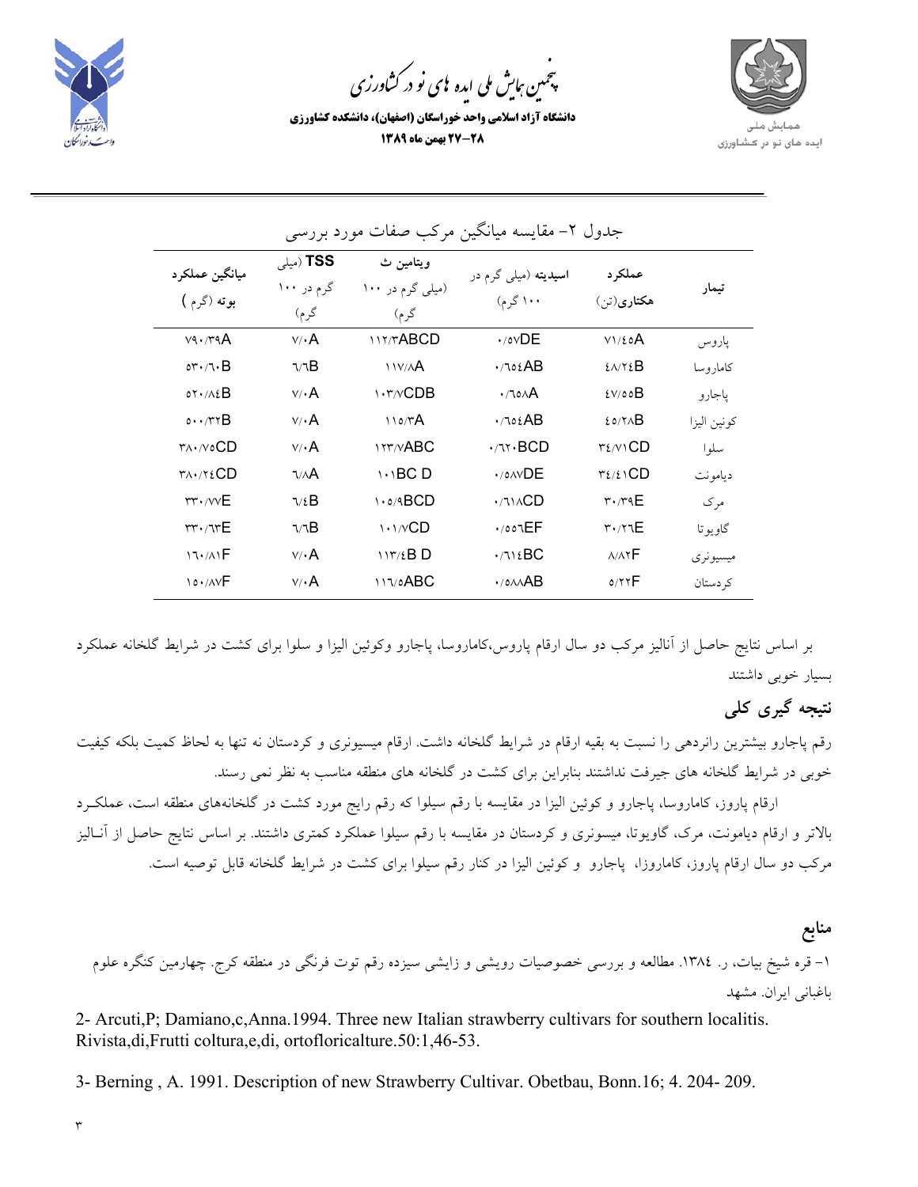جدول ۲- مقایسه میانگین مرکب صفات مورد بررسی

| تیمار | **عملکرد هکتاری**(تن) | **اسیدیته** (میلی گرم در ۱۰۰ گرم) | **ویتامین ث** (میلی گرم در ۱۰۰ گرم) | **TSS** (میلی گرم در ۱۰۰ گرم) | **میانگین عملکرد بوته** (گرم) |
|---|---|---|---|---|---|
| پاروس | ۷۱/۴۵A | ۰/۵۷DE | ۱۱۲/۳ABCD | ۷/۰A | ۷۹۰/۳۹A |
| کاماروسا | ۴۸/۲۴B | ۰/۶۵۴AB | ۱۱۷/۸A | ۶/۶B | ۵۳۰/۶۰B |
| پاجارو | ۴۷/۵۵B | ۰/۶۵۸A | ۱۰۳/۷CDB | ۷/۰A | ۵۲۰/۸۴B |
| کوئنین الیزا | ۴۵/۲۸B | ۰/۶۵۴AB | ۱۱۵/۳A | ۷/۰A | ۵۰۰/۳۲B |
| سلوا | ۳۴/۷۱CD | ۰/۶۲۰BCD | ۱۲۳/۷ABC | ۷/۰A | ۳۸۰/۷۵CD |
| دیامونت | ۳۴/۴۱CD | ۰/۵۸۷DE | ۱۰۱BC D | ۶/۸A | ۳۸۰/۲۴CD |
| مرک | ۳۰/۳۹E | ۰/۶۱۸CD | ۱۰۵/۹BCD | ۶/۴B | ۳۳۰/۷۷E |
| گاویوتا | ۳۰/۲۶E | ۰/۵۵۶EF | ۱۰۱/۷CD | ۶/۶B | ۳۳۰/۶۳E |
| میسیونری | ۸/۸۲F | ۰/۶۱۴BC | ۱۱۳/۴B D | ۷/۰A | ۱۶۰/۸۱F |
| کردستان | ۵/۲۲F | ۰/۵۸۸AB | ۱۱۶/۵ABC | ۷/۰A | ۱۵۰/۸۷F |

بر اساس نتایج حاصل از آنالیز مرکب دو سال ارقام پاروس،کاماروسا، پاجارو وکوئین الیزا و سلوا برای کشت در شرایط گلخانه عملکرد بسیار خوبی داشتند

## نتیجه گیری کلی

رقم پاجارو بیشترین رانردهی را نسبت به بقیه ارقام در شرایط گلخانه داشت. ارقام میسیونری و کردستان نه تنها به لحاظ کمیت بلکه کیفیت خوبی در شرایط گلخانه های جیرفت نداشتند بنابراین برای کشت در گلخانه های منطقه مناسب به نظر نمی رسند.

ارقام پاروز، کاماروسا، پاجارو و کوئین الیزا در مقایسه با رقم سیلوا که رقم رایج مورد کشت در گلخانه‌های منطقه است، عملکـرد بالاتر و ارقام دیامونت، مرک، گاویوتا، میسونری و کردستان در مقایسه با رقم سیلوا عملکرد کمتری داشتند. بر اساس نتایج حاصل از آنـالیز مرکب دو سال ارقام پاروز، کامارورا، پاجارو و کوئین الیزا در کنار رقم سیلوا برای کشت در شرایط گلخانه قابل توصیه است.

## منابع

۱- قره شیخ بیات، ر. ۱۳۸۴. مطالعه و بررسی خصوصیات رویشی و زایشی سیزده رقم توت فرنگی در منطقه کرج. چهارمین کنگره علوم باغبانی ایران. مشهد

2- Arcuti,P; Damiano,c,Anna.1994. Three new Italian strawberry cultivars for southern localitis. Rivista,di,Frutti coltura,e,di, ortofloricalture.50:1,46-53.

3- Berning , A. 1991. Description of new Strawberry Cultivar. Obetbau, Bonn.16; 4. 204- 209.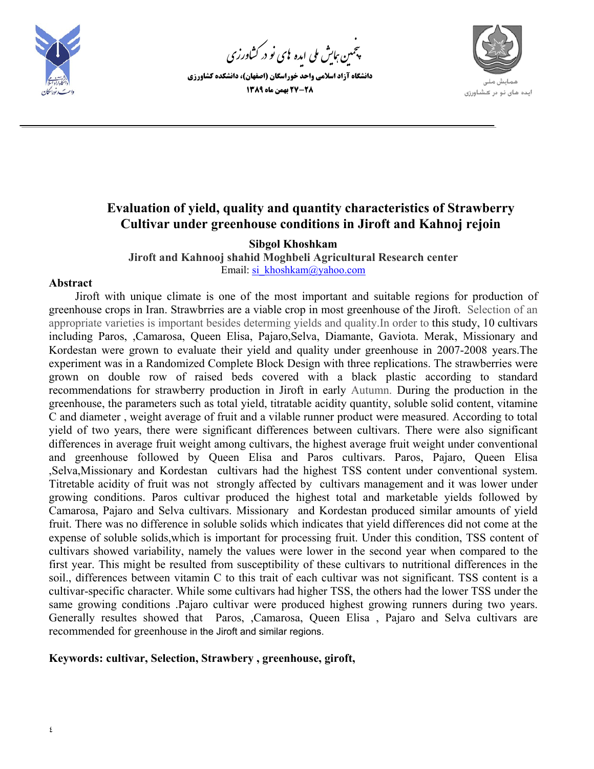# Evaluation of yield, quality and quantity characteristics of Strawberry Cultivar under greenhouse conditions in Jiroft and Kahnoj rejoin

**Sibgol Khoshkam**

**Jiroft and Kahnooj shahid Moghbeli Agricultural Research center**

Email: si_khoshkam@yahoo.com

## Abstract

Jiroft with unique climate is one of the most important and suitable regions for production of greenhouse crops in Iran. Strawbrries are a viable crop in most greenhouse of the Jiroft. Selection of an appropriate varieties is important besides determing yields and quality.In order to this study, 10 cultivars including Paros, ,Camarosa, Queen Elisa, Pajaro,Selva, Diamante, Gaviota. Merak, Missionary and Kordestan were grown to evaluate their yield and quality under greenhouse in 2007-2008 years.The experiment was in a Randomized Complete Block Design with three replications. The strawberries were grown on double row of raised beds covered with a black plastic according to standard recommendations for strawberry production in Jiroft in early Autumn. During the production in the greenhouse, the parameters such as total yield, titratable acidity quantity, soluble solid content, vitamine C and diameter , weight average of fruit and a vilable runner product were measured. According to total yield of two years, there were significant differences between cultivars. There were also significant differences in average fruit weight among cultivars, the highest average fruit weight under conventional and greenhouse followed by Queen Elisa and Paros cultivars. Paros, Pajaro, Queen Elisa ,Selva,Missionary and Kordestan cultivars had the highest TSS content under conventional system. Titretable acidity of fruit was not strongly affected by cultivars management and it was lower under growing conditions. Paros cultivar produced the highest total and marketable yields followed by Camarosa, Pajaro and Selva cultivars. Missionary and Kordestan produced similar amounts of yield fruit. There was no difference in soluble solids which indicates that yield differences did not come at the expense of soluble solids,which is important for processing fruit. Under this condition, TSS content of cultivars showed variability, namely the values were lower in the second year when compared to the first year. This might be resulted from susceptibility of these cultivars to nutritional differences in the soil., differences between vitamin C to this trait of each cultivar was not significant. TSS content is a cultivar-specific character. While some cultivars had higher TSS, the others had the lower TSS under the same growing conditions .Pajaro cultivar were produced highest growing runners during two years. Generally resultes showed that Paros, ,Camarosa, Queen Elisa , Pajaro and Selva cultivars are recommended for greenhouse in the Jiroft and similar regions.

**Keywords: cultivar, Selection, Strawbery , greenhouse, giroft,**